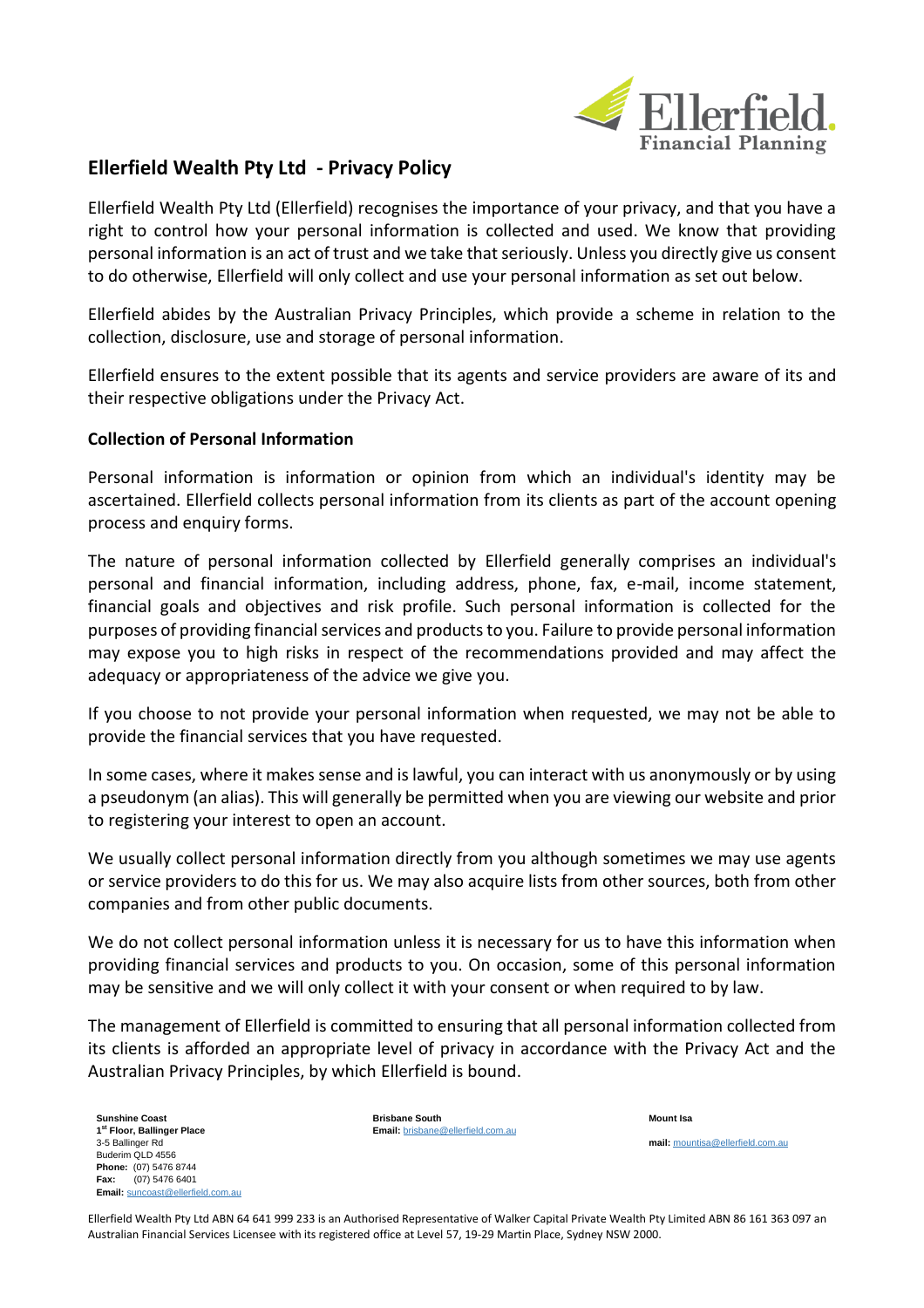# Ellerfield Wealth Pty Ltd - Privacy Policy

Ellerfield Wealth Pty Ltd (Ellerfield) recognises the importance of your privacy, and that you have a right to control how your personal information is collected and used. We know that providing personal information is an act of trust and we take that seriously. Unless you directly give us consent to do otherwise, Ellerfield will only collect and use your personal information as set out below.

Ellerfield abides by the Australian Privacy Principles, which provide a scheme in relation to the collection, disclosure, use and storage of personal information.

Ellerfield ensures to the extent possible that its agents and service providers are aware of its and their respective obligations under the Privacy Act.

**Collection of Personal Information**

Personal information is information or opinion from which an individual's identity may be ascertained. Ellerfield collects personal information from its clients as part of the account opening process and enquiry forms.

The nature of personal information collected by Ellerfield generally comprises an individual's personal and financial information, including address, phone, fax, e-mail, income statement, financial goals and objectives and risk profile. Such personal information is collected for the purposes of providing financial services and products to you. Failure to provide personal information may expose you to high risks in respect of the recommendations provided and may affect the adequacy or appropriateness of the advice we give you.

If you choose to not provide your personal information when requested, we may not be able to provide the financial services that you have requested.

In some cases, where it makes sense and is lawful, you can interact with us anonymously or by using a pseudonym (an alias). This will generally be permitted when you are viewing our website and prior to registering your interest to open an account.

We usually collect personal information directly from you although sometimes we may use agents or service providers to do this for us. We may also acquire lists from other sources, both from other companies and from other public documents.

We do not collect personal information unless it is necessary for us to have this information when providing financial services and products to you. On occasion, some of this personal information may be sensitive and we will only collect it with your consent or when required to by law.

The management of Ellerfield is committed to ensuring that all personal information collected from its clients is afforded an appropriate level of privacy in accordance with the Privacy Act and the Australian Privacy Principles, by which Ellerfield is bound.

**Sunshine Coast**
**1st Floor, Ballinger Place**
3-5 Ballinger Rd
Buderim QLD 4556
**Phone:** (07) 5476 8744
**Fax:** (07) 5476 6401
**Email:** suncoast@ellerfield.com.au

**Brisbane South**
**Email:** brisbane@ellerfield.com.au

**Mount Isa**
**mail:** mountisa@ellerfield.com.au

Ellerfield Wealth Pty Ltd ABN 64 641 999 233 is an Authorised Representative of Walker Capital Private Wealth Pty Limited ABN 86 161 363 097 an Australian Financial Services Licensee with its registered office at Level 57, 19-29 Martin Place, Sydney NSW 2000.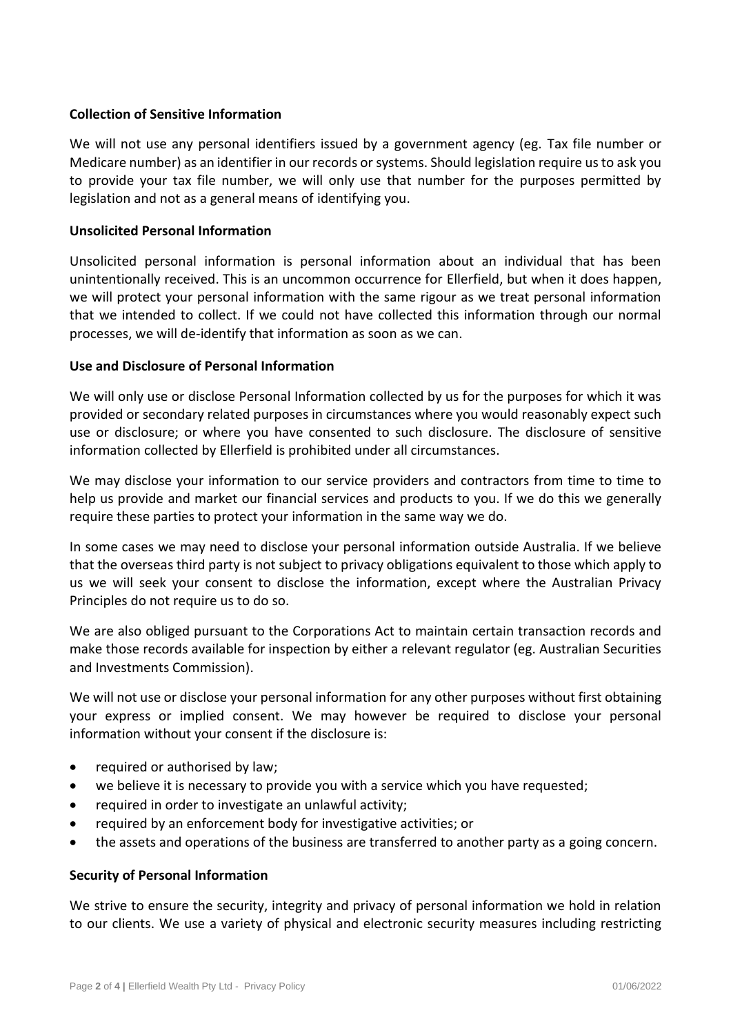**Collection of Sensitive Information**

We will not use any personal identifiers issued by a government agency (eg. Tax file number or Medicare number) as an identifier in our records or systems. Should legislation require us to ask you to provide your tax file number, we will only use that number for the purposes permitted by legislation and not as a general means of identifying you.

**Unsolicited Personal Information**

Unsolicited personal information is personal information about an individual that has been unintentionally received. This is an uncommon occurrence for Ellerfield, but when it does happen, we will protect your personal information with the same rigour as we treat personal information that we intended to collect. If we could not have collected this information through our normal processes, we will de-identify that information as soon as we can.

**Use and Disclosure of Personal Information**

We will only use or disclose Personal Information collected by us for the purposes for which it was provided or secondary related purposes in circumstances where you would reasonably expect such use or disclosure; or where you have consented to such disclosure. The disclosure of sensitive information collected by Ellerfield is prohibited under all circumstances.

We may disclose your information to our service providers and contractors from time to time to help us provide and market our financial services and products to you. If we do this we generally require these parties to protect your information in the same way we do.

In some cases we may need to disclose your personal information outside Australia. If we believe that the overseas third party is not subject to privacy obligations equivalent to those which apply to us we will seek your consent to disclose the information, except where the Australian Privacy Principles do not require us to do so.

We are also obliged pursuant to the Corporations Act to maintain certain transaction records and make those records available for inspection by either a relevant regulator (eg. Australian Securities and Investments Commission).

We will not use or disclose your personal information for any other purposes without first obtaining your express or implied consent. We may however be required to disclose your personal information without your consent if the disclosure is:

- required or authorised by law;
- we believe it is necessary to provide you with a service which you have requested;
- required in order to investigate an unlawful activity;
- required by an enforcement body for investigative activities; or
- the assets and operations of the business are transferred to another party as a going concern.

**Security of Personal Information**

We strive to ensure the security, integrity and privacy of personal information we hold in relation to our clients. We use a variety of physical and electronic security measures including restricting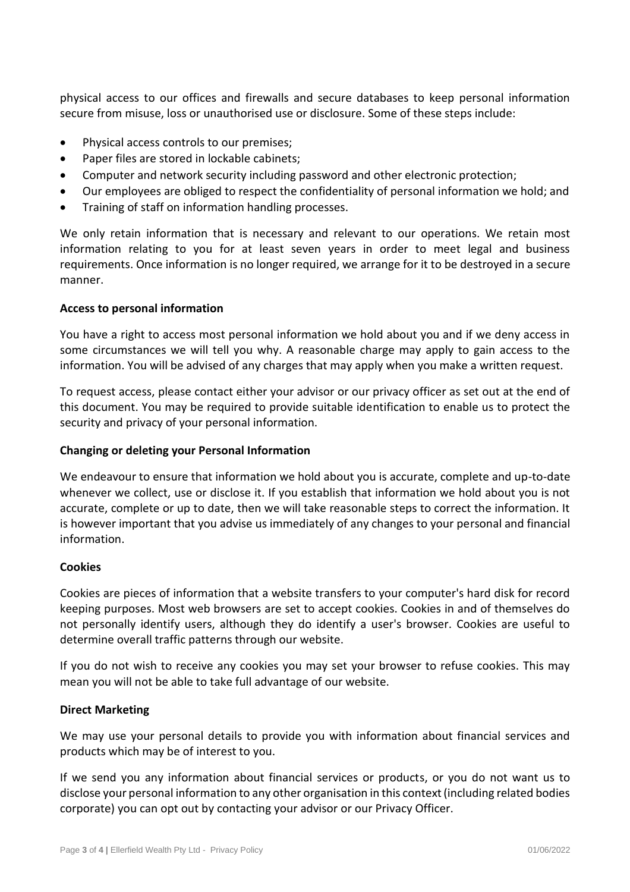physical access to our offices and firewalls and secure databases to keep personal information secure from misuse, loss or unauthorised use or disclosure. Some of these steps include:

- Physical access controls to our premises;
- Paper files are stored in lockable cabinets;
- Computer and network security including password and other electronic protection;
- Our employees are obliged to respect the confidentiality of personal information we hold; and
- Training of staff on information handling processes.

We only retain information that is necessary and relevant to our operations. We retain most information relating to you for at least seven years in order to meet legal and business requirements. Once information is no longer required, we arrange for it to be destroyed in a secure manner.

**Access to personal information**

You have a right to access most personal information we hold about you and if we deny access in some circumstances we will tell you why. A reasonable charge may apply to gain access to the information. You will be advised of any charges that may apply when you make a written request.

To request access, please contact either your advisor or our privacy officer as set out at the end of this document. You may be required to provide suitable identification to enable us to protect the security and privacy of your personal information.

**Changing or deleting your Personal Information**

We endeavour to ensure that information we hold about you is accurate, complete and up-to-date whenever we collect, use or disclose it. If you establish that information we hold about you is not accurate, complete or up to date, then we will take reasonable steps to correct the information. It is however important that you advise us immediately of any changes to your personal and financial information.

**Cookies**

Cookies are pieces of information that a website transfers to your computer's hard disk for record keeping purposes. Most web browsers are set to accept cookies. Cookies in and of themselves do not personally identify users, although they do identify a user's browser. Cookies are useful to determine overall traffic patterns through our website.

If you do not wish to receive any cookies you may set your browser to refuse cookies. This may mean you will not be able to take full advantage of our website.

**Direct Marketing**

We may use your personal details to provide you with information about financial services and products which may be of interest to you.

If we send you any information about financial services or products, or you do not want us to disclose your personal information to any other organisation in this context (including related bodies corporate) you can opt out by contacting your advisor or our Privacy Officer.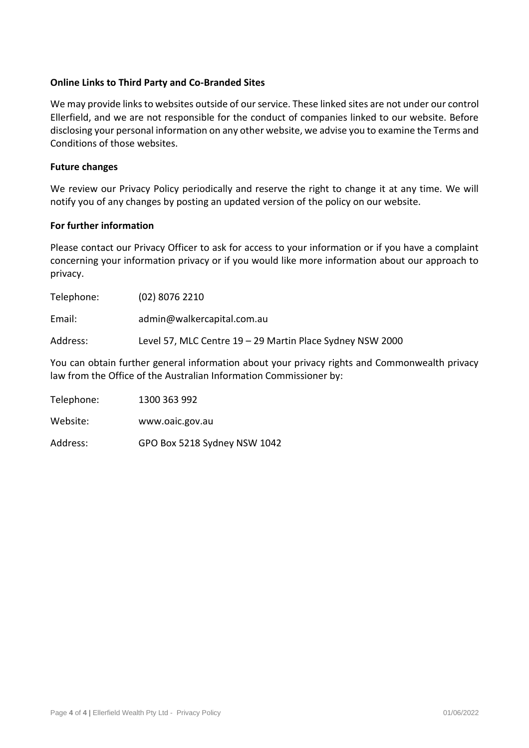**Online Links to Third Party and Co-Branded Sites**

We may provide links to websites outside of our service. These linked sites are not under our control Ellerfield, and we are not responsible for the conduct of companies linked to our website. Before disclosing your personal information on any other website, we advise you to examine the Terms and Conditions of those websites.

**Future changes**

We review our Privacy Policy periodically and reserve the right to change it at any time. We will notify you of any changes by posting an updated version of the policy on our website.

**For further information**

Please contact our Privacy Officer to ask for access to your information or if you have a complaint concerning your information privacy or if you would like more information about our approach to privacy.

| | |
|---|---|
| Telephone: | (02) 8076 2210 |
| Email: | admin@walkercapital.com.au |
| Address: | Level 57, MLC Centre 19 – 29 Martin Place Sydney NSW 2000 |

You can obtain further general information about your privacy rights and Commonwealth privacy law from the Office of the Australian Information Commissioner by:

| | |
|---|---|
| Telephone: | 1300 363 992 |
| Website: | www.oaic.gov.au |
| Address: | GPO Box 5218 Sydney NSW 1042 |